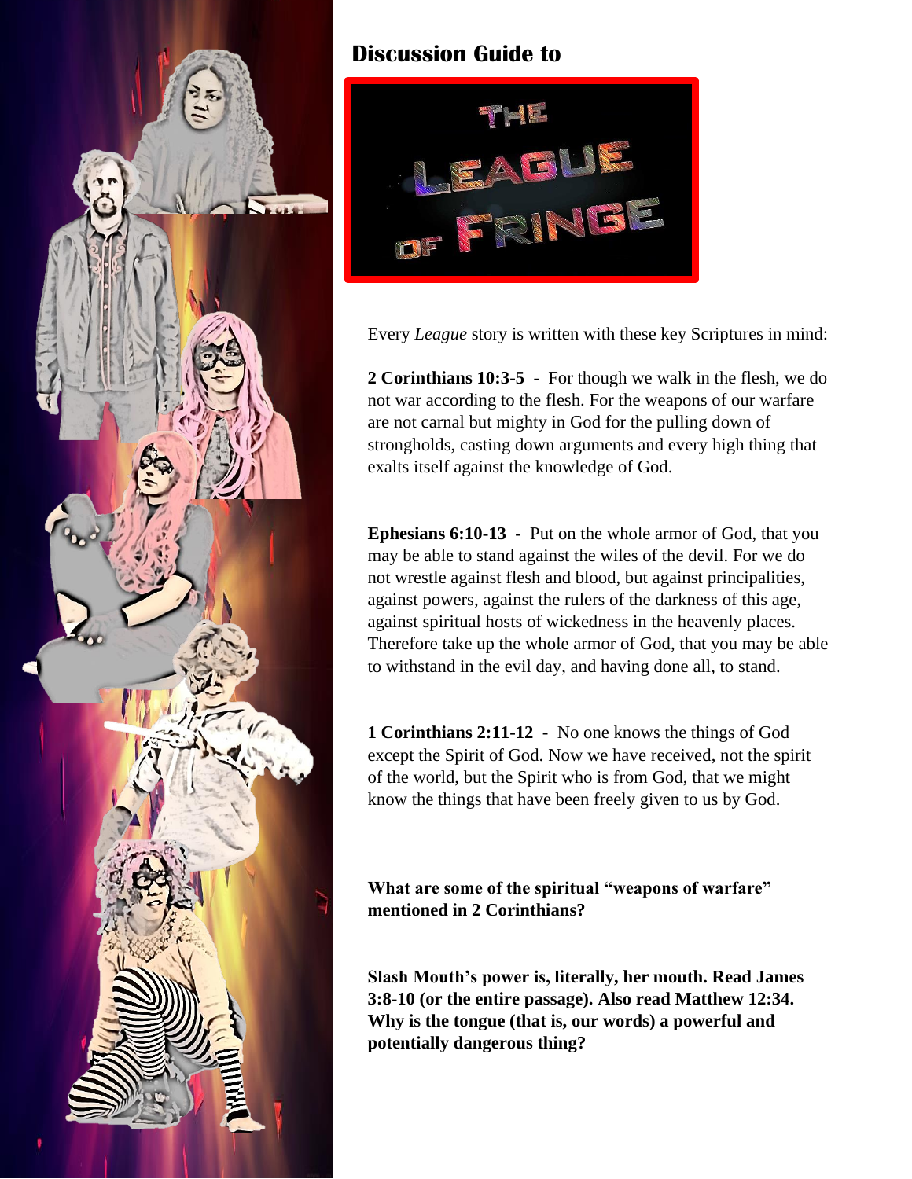## Discussion Guide to

# THE LEAGUE OF FRINGE

Every *League* story is written with these key Scriptures in mind:

**2 Corinthians 10:3-5** - For though we walk in the flesh, we do not war according to the flesh. For the weapons of our warfare are not carnal but mighty in God for the pulling down of strongholds, casting down arguments and every high thing that exalts itself against the knowledge of God.

**Ephesians 6:10-13** - Put on the whole armor of God, that you may be able to stand against the wiles of the devil. For we do not wrestle against flesh and blood, but against principalities, against powers, against the rulers of the darkness of this age, against spiritual hosts of wickedness in the heavenly places. Therefore take up the whole armor of God, that you may be able to withstand in the evil day, and having done all, to stand.

**1 Corinthians 2:11-12** - No one knows the things of God except the Spirit of God. Now we have received, not the spirit of the world, but the Spirit who is from God, that we might know the things that have been freely given to us by God.

**What are some of the spiritual "weapons of warfare" mentioned in 2 Corinthians?**

**Slash Mouth's power is, literally, her mouth. Read James 3:8-10 (or the entire passage). Also read Matthew 12:34. Why is the tongue (that is, our words) a powerful and potentially dangerous thing?**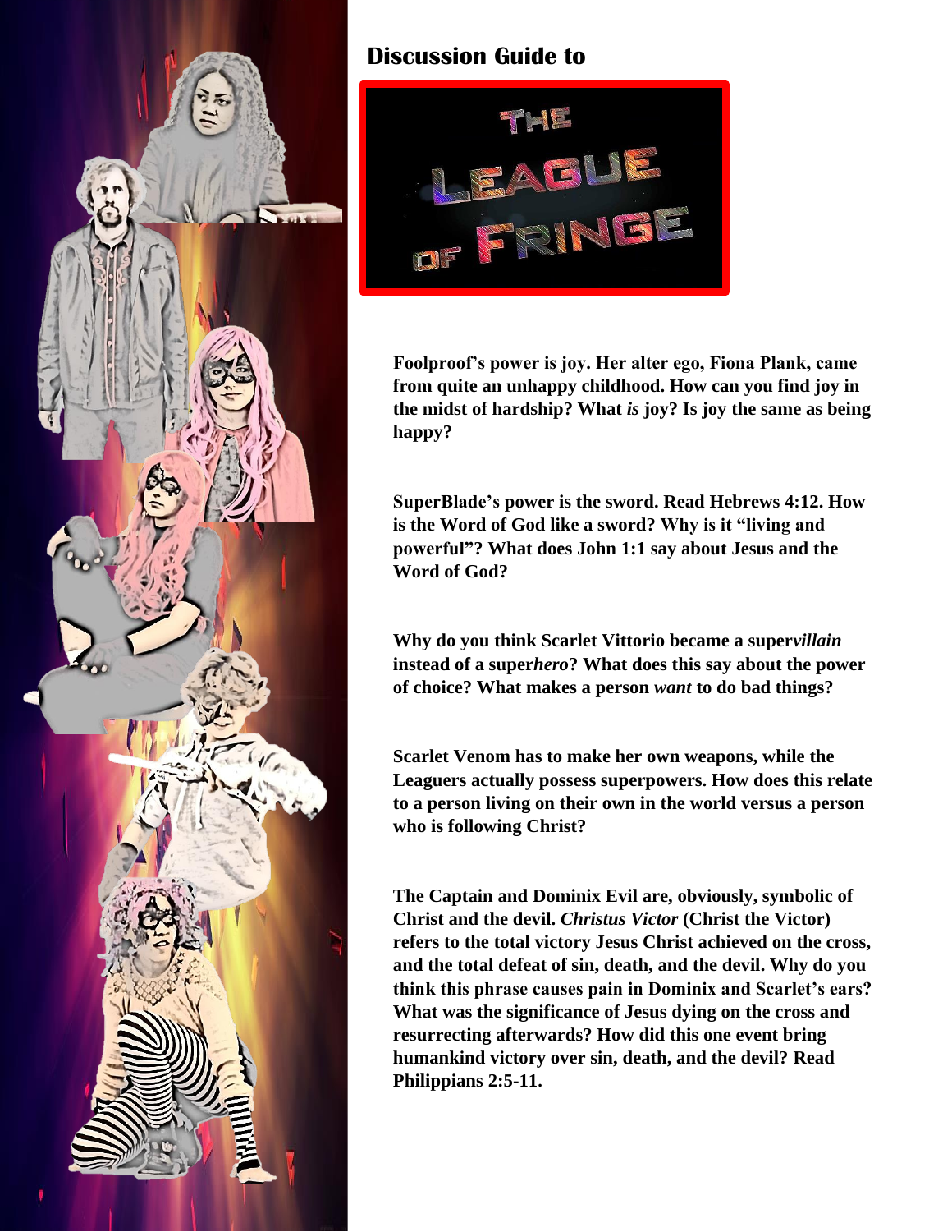## Discussion Guide to

THE LEAGUE OF FRINGE

**Foolproof's power is joy. Her alter ego, Fiona Plank, came from quite an unhappy childhood. How can you find joy in the midst of hardship? What *is* joy? Is joy the same as being happy?**

**SuperBlade's power is the sword. Read Hebrews 4:12. How is the Word of God like a sword? Why is it "living and powerful"? What does John 1:1 say about Jesus and the Word of God?**

**Why do you think Scarlet Vittorio became a super*villain* instead of a super*hero*? What does this say about the power of choice? What makes a person *want* to do bad things?**

**Scarlet Venom has to make her own weapons, while the Leaguers actually possess superpowers. How does this relate to a person living on their own in the world versus a person who is following Christ?**

**The Captain and Dominix Evil are, obviously, symbolic of Christ and the devil. *Christus Victor* (Christ the Victor) refers to the total victory Jesus Christ achieved on the cross, and the total defeat of sin, death, and the devil. Why do you think this phrase causes pain in Dominix and Scarlet's ears? What was the significance of Jesus dying on the cross and resurrecting afterwards? How did this one event bring humankind victory over sin, death, and the devil? Read Philippians 2:5-11.**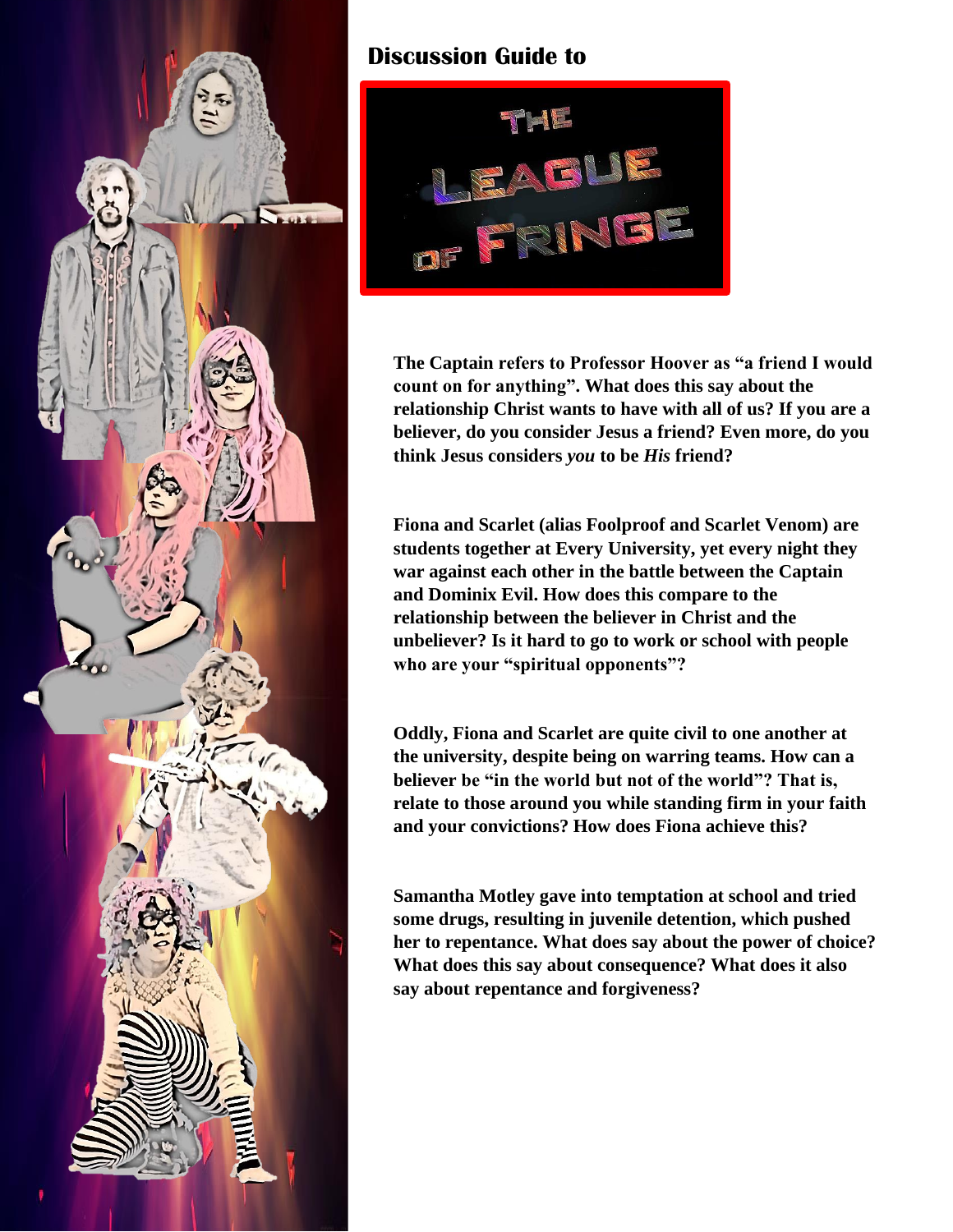## Discussion Guide to

# THE LEAGUE OF FRINGE

**The Captain refers to Professor Hoover as "a friend I would count on for anything". What does this say about the relationship Christ wants to have with all of us? If you are a believer, do you consider Jesus a friend? Even more, do you think Jesus considers *you* to be *His* friend?**

**Fiona and Scarlet (alias Foolproof and Scarlet Venom) are students together at Every University, yet every night they war against each other in the battle between the Captain and Dominix Evil. How does this compare to the relationship between the believer in Christ and the unbeliever? Is it hard to go to work or school with people who are your "spiritual opponents"?**

**Oddly, Fiona and Scarlet are quite civil to one another at the university, despite being on warring teams. How can a believer be "in the world but not of the world"? That is, relate to those around you while standing firm in your faith and your convictions? How does Fiona achieve this?**

**Samantha Motley gave into temptation at school and tried some drugs, resulting in juvenile detention, which pushed her to repentance. What does say about the power of choice? What does this say about consequence? What does it also say about repentance and forgiveness?**